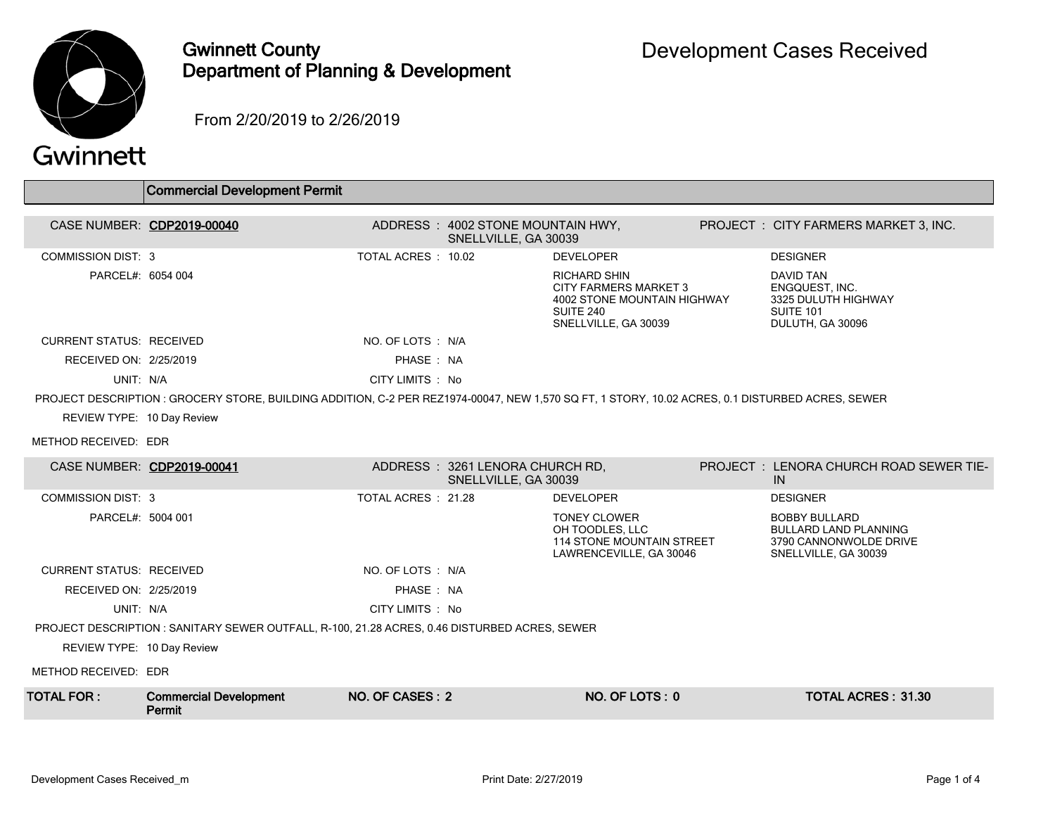# Gwinnett County Department of Planning & Development

## Development Cases Received

From 2/20/2019 to 2/26/2019

### Commercial Development Permit

**CASE NUMBER: CDP2019-00040**

ADDRESS : 4002 STONE MOUNTAIN HWY, SNELLVILLE, GA 30039

PROJECT : CITY FARMERS MARKET 3, INC.

COMMISSION DIST: 3

TOTAL ACRES : 10.02

PARCEL#: 6054 004

DEVELOPER:
RICHARD SHIN
CITY FARMERS MARKET 3
4002 STONE MOUNTAIN HIGHWAY
SUITE 240
SNELLVILLE, GA 30039

DESIGNER:
DAVID TAN
ENGQUEST, INC.
3325 DULUTH HIGHWAY
SUITE 101
DULUTH, GA 30096

CURRENT STATUS: RECEIVED

NO. OF LOTS : N/A

RECEIVED ON: 2/25/2019

PHASE : NA

UNIT: N/A

CITY LIMITS : No

PROJECT DESCRIPTION : GROCERY STORE, BUILDING ADDITION, C-2 PER REZ1974-00047, NEW 1,570 SQ FT, 1 STORY, 10.02 ACRES, 0.1 DISTURBED ACRES, SEWER

REVIEW TYPE: 10 Day Review

METHOD RECEIVED: EDR

**CASE NUMBER: CDP2019-00041**

ADDRESS : 3261 LENORA CHURCH RD, SNELLVILLE, GA 30039

PROJECT : LENORA CHURCH ROAD SEWER TIE-IN

COMMISSION DIST: 3

TOTAL ACRES : 21.28

PARCEL#: 5004 001

DEVELOPER:
TONEY CLOWER
OH TOODLES, LLC
114 STONE MOUNTAIN STREET
LAWRENCEVILLE, GA 30046

DESIGNER:
BOBBY BULLARD
BULLARD LAND PLANNING
3790 CANNONWOLDE DRIVE
SNELLVILLE, GA 30039

CURRENT STATUS: RECEIVED

NO. OF LOTS : N/A

RECEIVED ON: 2/25/2019

PHASE : NA

UNIT: N/A

CITY LIMITS : No

PROJECT DESCRIPTION : SANITARY SEWER OUTFALL, R-100, 21.28 ACRES, 0.46 DISTURBED ACRES, SEWER

REVIEW TYPE: 10 Day Review

METHOD RECEIVED: EDR

| TOTAL FOR : | Commercial Development Permit | NO. OF CASES : 2 | NO. OF LOTS : 0 | TOTAL ACRES : 31.30 |
|---|---|---|---|---|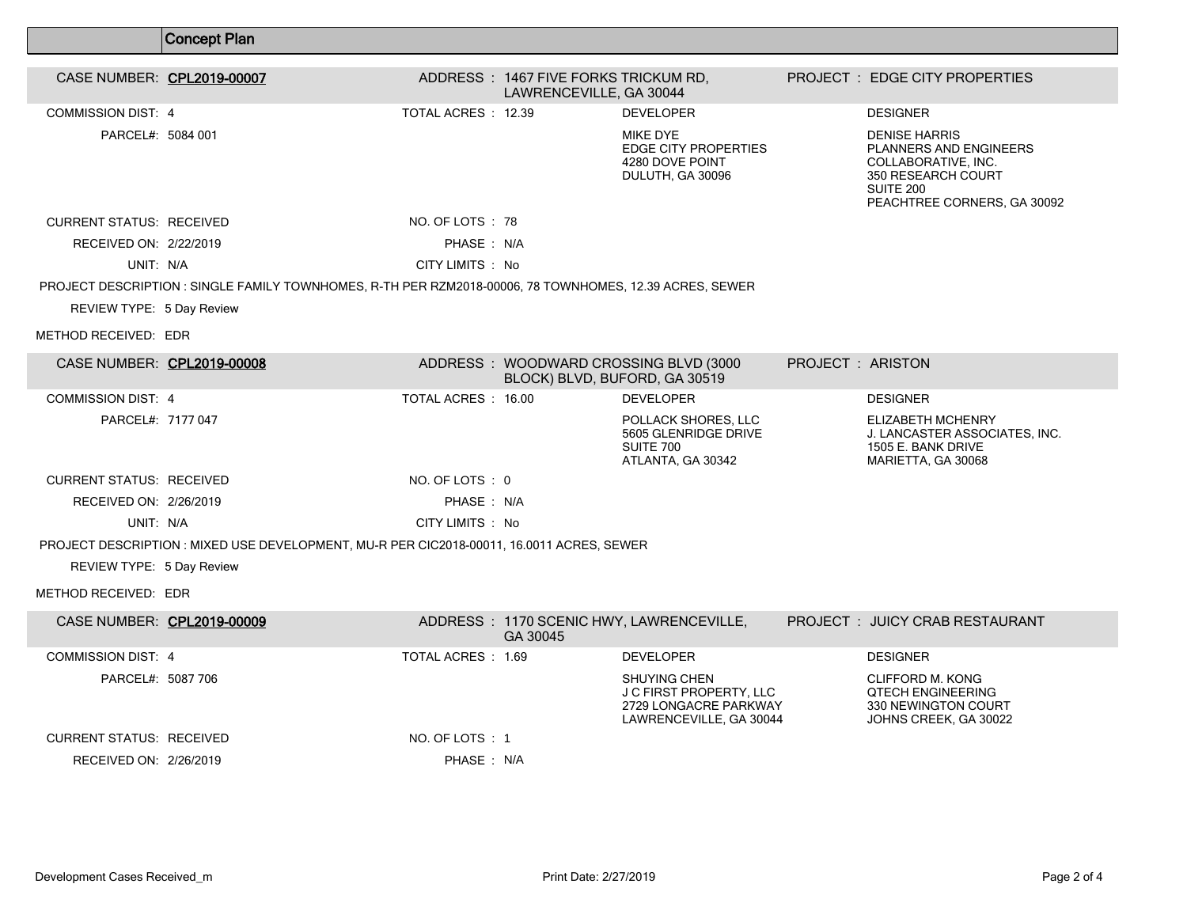## Concept Plan

**CASE NUMBER:** CPL2019-00007
**ADDRESS :** 1467 FIVE FORKS TRICKUM RD, LAWRENCEVILLE, GA 30044
**PROJECT :** EDGE CITY PROPERTIES

COMMISSION DIST: 4
TOTAL ACRES : 12.39
PARCEL#: 5084 001

**DEVELOPER**
MIKE DYE
EDGE CITY PROPERTIES
4280 DOVE POINT
DULUTH, GA 30096

**DESIGNER**
DENISE HARRIS
PLANNERS AND ENGINEERS COLLABORATIVE, INC.
350 RESEARCH COURT
SUITE 200
PEACHTREE CORNERS, GA 30092

CURRENT STATUS: RECEIVED
NO. OF LOTS : 78
RECEIVED ON: 2/22/2019
PHASE : N/A
UNIT: N/A
CITY LIMITS : No

PROJECT DESCRIPTION : SINGLE FAMILY TOWNHOMES, R-TH PER RZM2018-00006, 78 TOWNHOMES, 12.39 ACRES, SEWER

REVIEW TYPE: 5 Day Review

METHOD RECEIVED: EDR

---

**CASE NUMBER:** CPL2019-00008
**ADDRESS :** WOODWARD CROSSING BLVD (3000 BLOCK) BLVD, BUFORD, GA 30519
**PROJECT :** ARISTON

COMMISSION DIST: 4
TOTAL ACRES : 16.00
PARCEL#: 7177 047

**DEVELOPER**
POLLACK SHORES, LLC
5605 GLENRIDGE DRIVE
SUITE 700
ATLANTA, GA 30342

**DESIGNER**
ELIZABETH MCHENRY
J. LANCASTER ASSOCIATES, INC.
1505 E. BANK DRIVE
MARIETTA, GA 30068

CURRENT STATUS: RECEIVED
NO. OF LOTS : 0
RECEIVED ON: 2/26/2019
PHASE : N/A
UNIT: N/A
CITY LIMITS : No

PROJECT DESCRIPTION : MIXED USE DEVELOPMENT, MU-R PER CIC2018-00011, 16.0011 ACRES, SEWER

REVIEW TYPE: 5 Day Review

METHOD RECEIVED: EDR

---

**CASE NUMBER:** CPL2019-00009
**ADDRESS :** 1170 SCENIC HWY, LAWRENCEVILLE, GA 30045
**PROJECT :** JUICY CRAB RESTAURANT

COMMISSION DIST: 4
TOTAL ACRES : 1.69
PARCEL#: 5087 706

**DEVELOPER**
SHUYING CHEN
J C FIRST PROPERTY, LLC
2729 LONGACRE PARKWAY
LAWRENCEVILLE, GA 30044

**DESIGNER**
CLIFFORD M. KONG
QTECH ENGINEERING
330 NEWINGTON COURT
JOHNS CREEK, GA 30022

CURRENT STATUS: RECEIVED
NO. OF LOTS : 1
RECEIVED ON: 2/26/2019
PHASE : N/A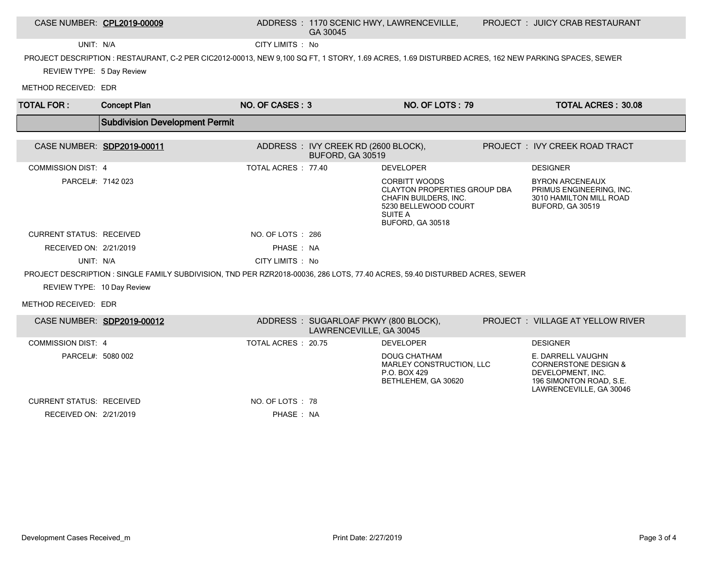| CASE NUMBER: **CPL2019-00009** | ADDRESS : 1170 SCENIC HWY, LAWRENCEVILLE, GA 30045 | PROJECT : JUICY CRAB RESTAURANT |
|---|---|---|

UNIT: N/A

CITY LIMITS : No

PROJECT DESCRIPTION : RESTAURANT, C-2 PER CIC2012-00013, NEW 9,100 SQ FT, 1 STORY, 1.69 ACRES, 1.69 DISTURBED ACRES, 162 NEW PARKING SPACES, SEWER

REVIEW TYPE: 5 Day Review

METHOD RECEIVED: EDR

| **TOTAL FOR :** | **Concept Plan** | **NO. OF CASES : 3** | **NO. OF LOTS : 79** | **TOTAL ACRES : 30.08** |
|---|---|---|---|---|

## Subdivision Development Permit

| CASE NUMBER: **SDP2019-00011** | ADDRESS : IVY CREEK RD (2600 BLOCK), BUFORD, GA 30519 | PROJECT : IVY CREEK ROAD TRACT |
|---|---|---|

| | | DEVELOPER | DESIGNER |
|---|---|---|---|
| COMMISSION DIST: 4 | TOTAL ACRES : 77.40 | | |
| PARCEL#: 7142 023 | | CORBITT WOODS<br>CLAYTON PROPERTIES GROUP DBA CHAFIN BUILDERS, INC.<br>5230 BELLEWOOD COURT<br>SUITE A<br>BUFORD, GA 30518 | BYRON ARCENEAUX<br>PRIMUS ENGINEERING, INC.<br>3010 HAMILTON MILL ROAD<br>BUFORD, GA 30519 |
| CURRENT STATUS: RECEIVED | NO. OF LOTS : 286 | | |
| RECEIVED ON: 2/21/2019 | PHASE : NA | | |
| UNIT: N/A | CITY LIMITS : No | | |

PROJECT DESCRIPTION : SINGLE FAMILY SUBDIVISION, TND PER RZR2018-00036, 286 LOTS, 77.40 ACRES, 59.40 DISTURBED ACRES, SEWER

REVIEW TYPE: 10 Day Review

METHOD RECEIVED: EDR

| CASE NUMBER: **SDP2019-00012** | ADDRESS : SUGARLOAF PKWY (800 BLOCK), LAWRENCEVILLE, GA 30045 | PROJECT : VILLAGE AT YELLOW RIVER |
|---|---|---|

| | | DEVELOPER | DESIGNER |
|---|---|---|---|
| COMMISSION DIST: 4 | TOTAL ACRES : 20.75 | | |
| PARCEL#: 5080 002 | | DOUG CHATHAM<br>MARLEY CONSTRUCTION, LLC<br>P.O. BOX 429<br>BETHLEHEM, GA 30620 | E. DARRELL VAUGHN<br>CORNERSTONE DESIGN & DEVELOPMENT, INC.<br>196 SIMONTON ROAD, S.E.<br>LAWRENCEVILLE, GA 30046 |
| CURRENT STATUS: RECEIVED | NO. OF LOTS : 78 | | |
| RECEIVED ON: 2/21/2019 | PHASE : NA | | |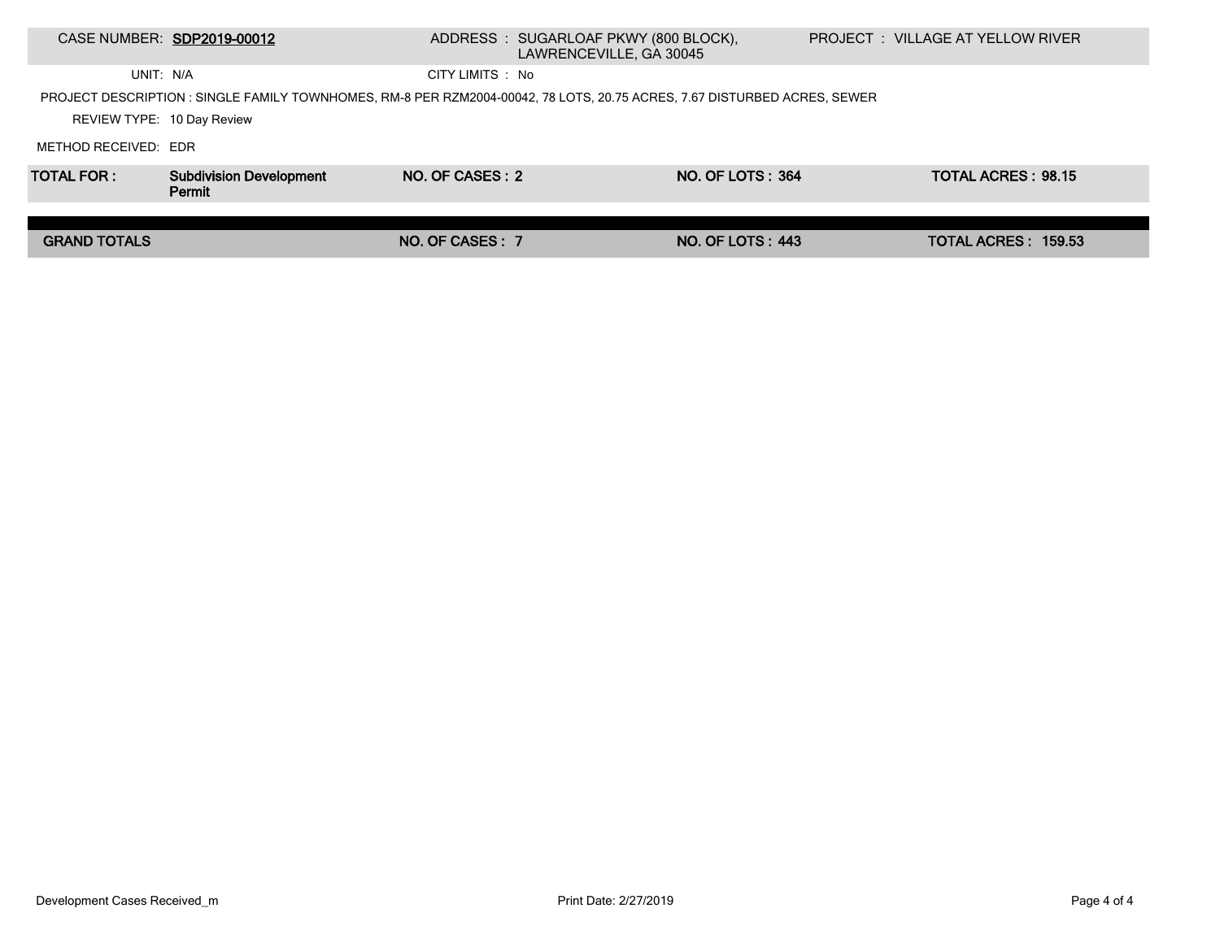| CASE NUMBER: **SDP2019-00012** | ADDRESS : SUGARLOAF PKWY (800 BLOCK), LAWRENCEVILLE, GA 30045 | PROJECT : VILLAGE AT YELLOW RIVER |
|---|---|---|
| UNIT: N/A | CITY LIMITS : No | |

PROJECT DESCRIPTION : SINGLE FAMILY TOWNHOMES, RM-8 PER RZM2004-00042, 78 LOTS, 20.75 ACRES, 7.67 DISTURBED ACRES, SEWER

REVIEW TYPE: 10 Day Review

METHOD RECEIVED: EDR

| **TOTAL FOR :** | **Subdivision Development Permit** | **NO. OF CASES : 2** | **NO. OF LOTS : 364** | **TOTAL ACRES : 98.15** |
|---|---|---|---|---|
| **GRAND TOTALS** | | **NO. OF CASES : 7** | **NO. OF LOTS : 443** | **TOTAL ACRES : 159.53** |

Development Cases Received_m

Print Date: 2/27/2019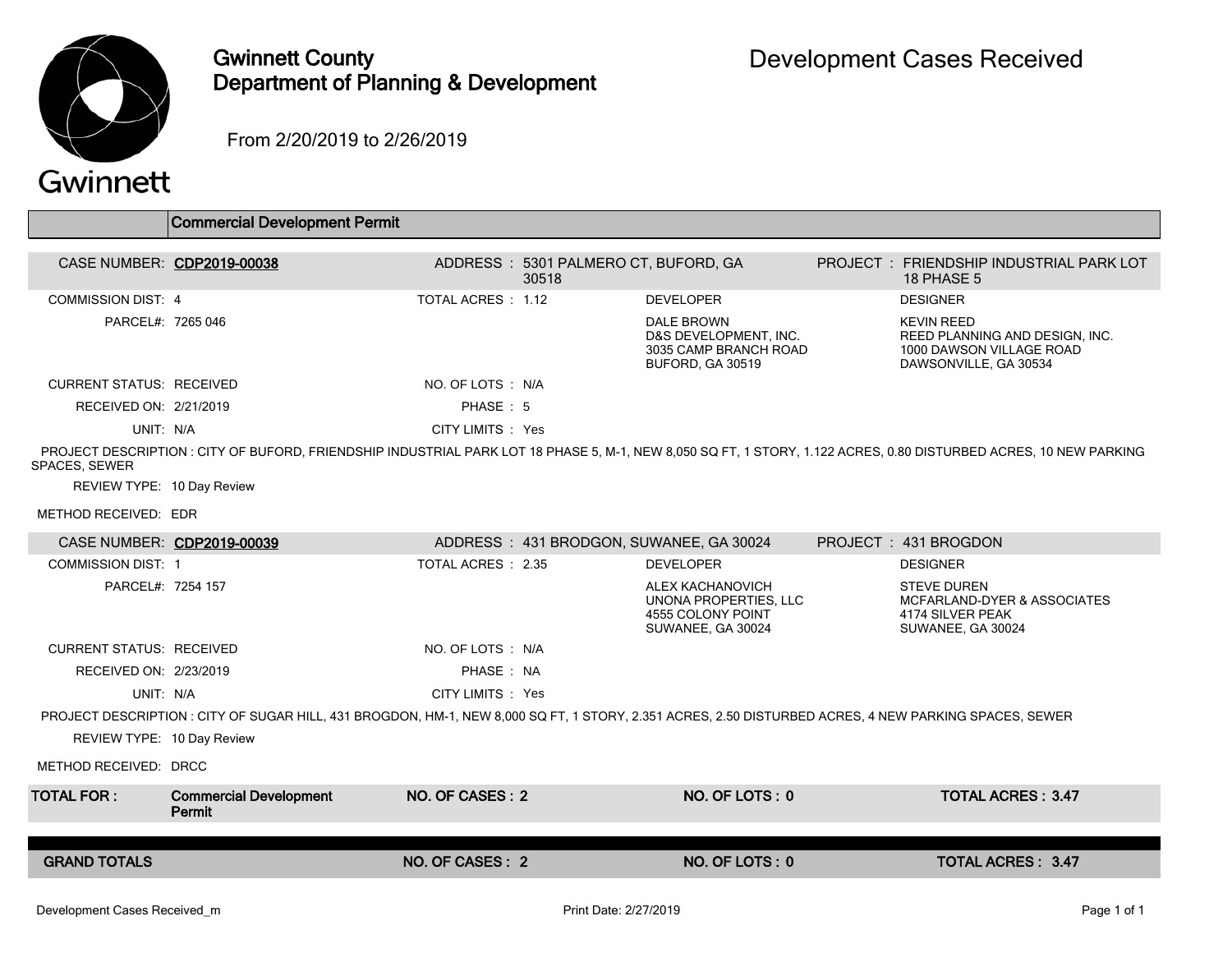# Gwinnett County
## Department of Planning & Development

# Development Cases Received

From 2/20/2019 to 2/26/2019

## Commercial Development Permit

**CASE NUMBER:** CDP2019-00038
**ADDRESS:** 5301 PALMERO CT, BUFORD, GA 30518
**PROJECT:** FRIENDSHIP INDUSTRIAL PARK LOT 18 PHASE 5

COMMISSION DIST: 4
PARCEL#: 7265 046
TOTAL ACRES : 1.12

DEVELOPER
DALE BROWN
D&S DEVELOPMENT, INC.
3035 CAMP BRANCH ROAD
BUFORD, GA 30519

DESIGNER
KEVIN REED
REED PLANNING AND DESIGN, INC.
1000 DAWSON VILLAGE ROAD
DAWSONVILLE, GA 30534

CURRENT STATUS: RECEIVED
RECEIVED ON: 2/21/2019
UNIT: N/A
NO. OF LOTS : N/A
PHASE : 5
CITY LIMITS : Yes

PROJECT DESCRIPTION : CITY OF BUFORD, FRIENDSHIP INDUSTRIAL PARK LOT 18 PHASE 5, M-1, NEW 8,050 SQ FT, 1 STORY, 1.122 ACRES, 0.80 DISTURBED ACRES, 10 NEW PARKING SPACES, SEWER

REVIEW TYPE: 10 Day Review

METHOD RECEIVED: EDR

**CASE NUMBER:** CDP2019-00039
**ADDRESS:** 431 BRODGON, SUWANEE, GA 30024
**PROJECT:** 431 BROGDON

COMMISSION DIST: 1
PARCEL#: 7254 157
TOTAL ACRES : 2.35

DEVELOPER
ALEX KACHANOVICH
UNONA PROPERTIES, LLC
4555 COLONY POINT
SUWANEE, GA 30024

DESIGNER
STEVE DUREN
MCFARLAND-DYER & ASSOCIATES
4174 SILVER PEAK
SUWANEE, GA 30024

CURRENT STATUS: RECEIVED
RECEIVED ON: 2/23/2019
UNIT: N/A
NO. OF LOTS : N/A
PHASE : NA
CITY LIMITS : Yes

PROJECT DESCRIPTION : CITY OF SUGAR HILL, 431 BROGDON, HM-1, NEW 8,000 SQ FT, 1 STORY, 2.351 ACRES, 2.50 DISTURBED ACRES, 4 NEW PARKING SPACES, SEWER

REVIEW TYPE: 10 Day Review

METHOD RECEIVED: DRCC

| | | | | |
|---|---|---|---|---|
| **TOTAL FOR :** | **Commercial Development Permit** | **NO. OF CASES : 2** | **NO. OF LOTS : 0** | **TOTAL ACRES : 3.47** |
| **GRAND TOTALS** | | **NO. OF CASES : 2** | **NO. OF LOTS : 0** | **TOTAL ACRES : 3.47** |

Development Cases Received_m    Print Date: 2/27/2019